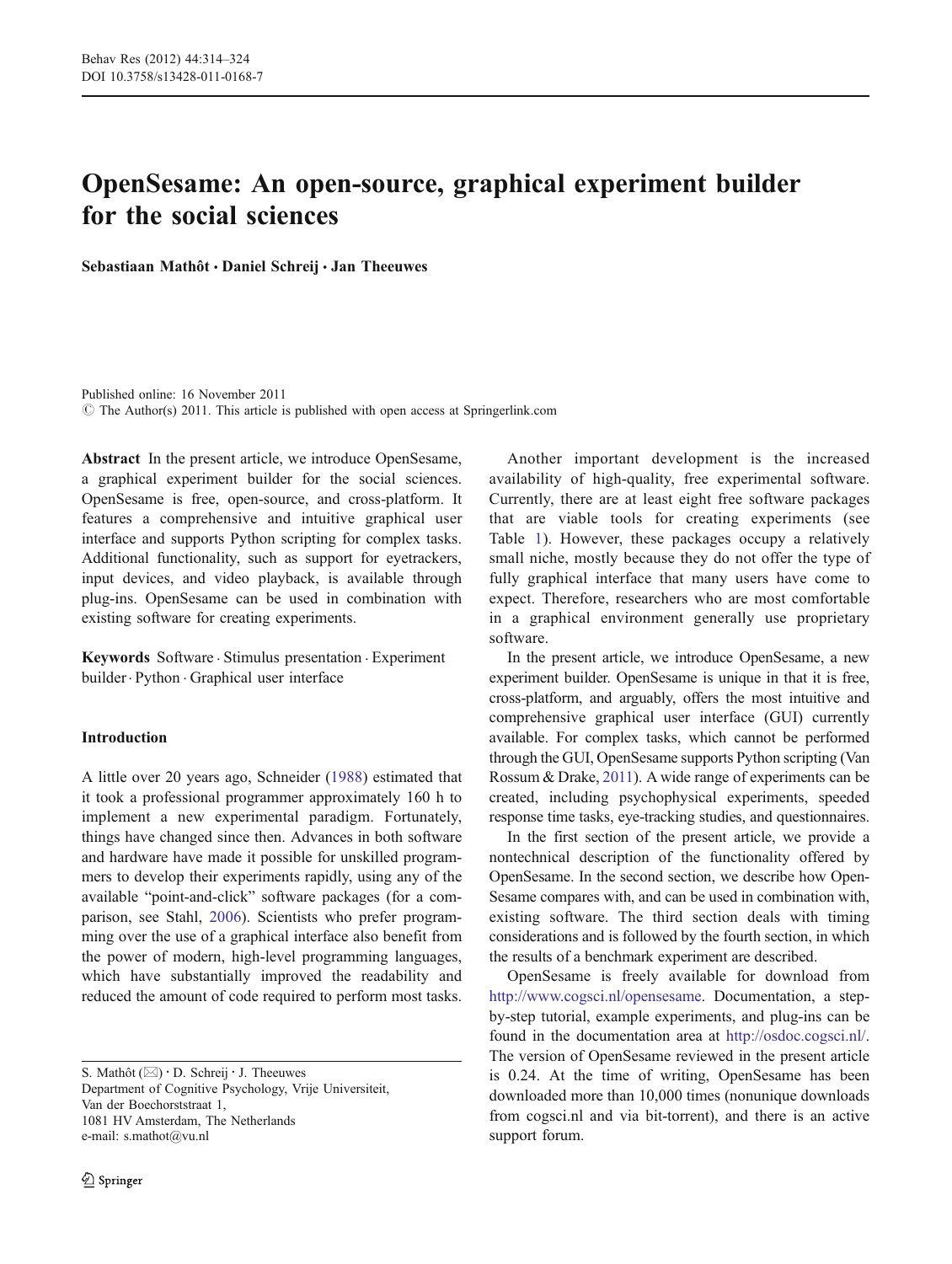# OpenSesame: An open-source, graphical experiment builder for the social sciences

**Sebastiaan Mathôt · Daniel Schreij · Jan Theeuwes**

Published online: 16 November 2011
© The Author(s) 2011. This article is published with open access at Springerlink.com

**Abstract** In the present article, we introduce OpenSesame, a graphical experiment builder for the social sciences. OpenSesame is free, open-source, and cross-platform. It features a comprehensive and intuitive graphical user interface and supports Python scripting for complex tasks. Additional functionality, such as support for eyetrackers, input devices, and video playback, is available through plug-ins. OpenSesame can be used in combination with existing software for creating experiments.

**Keywords** Software · Stimulus presentation · Experiment builder · Python · Graphical user interface

## Introduction

A little over 20 years ago, Schneider (1988) estimated that it took a professional programmer approximately 160 h to implement a new experimental paradigm. Fortunately, things have changed since then. Advances in both software and hardware have made it possible for unskilled programmers to develop their experiments rapidly, using any of the available "point-and-click" software packages (for a comparison, see Stahl, 2006). Scientists who prefer programming over the use of a graphical interface also benefit from the power of modern, high-level programming languages, which have substantially improved the readability and reduced the amount of code required to perform most tasks.

Another important development is the increased availability of high-quality, free experimental software. Currently, there are at least eight free software packages that are viable tools for creating experiments (see Table 1). However, these packages occupy a relatively small niche, mostly because they do not offer the type of fully graphical interface that many users have come to expect. Therefore, researchers who are most comfortable in a graphical environment generally use proprietary software.

In the present article, we introduce OpenSesame, a new experiment builder. OpenSesame is unique in that it is free, cross-platform, and arguably, offers the most intuitive and comprehensive graphical user interface (GUI) currently available. For complex tasks, which cannot be performed through the GUI, OpenSesame supports Python scripting (Van Rossum & Drake, 2011). A wide range of experiments can be created, including psychophysical experiments, speeded response time tasks, eye-tracking studies, and questionnaires.

In the first section of the present article, we provide a nontechnical description of the functionality offered by OpenSesame. In the second section, we describe how OpenSesame compares with, and can be used in combination with, existing software. The third section deals with timing considerations and is followed by the fourth section, in which the results of a benchmark experiment are described.

OpenSesame is freely available for download from http://www.cogsci.nl/opensesame. Documentation, a step-by-step tutorial, example experiments, and plug-ins can be found in the documentation area at http://osdoc.cogsci.nl/. The version of OpenSesame reviewed in the present article is 0.24. At the time of writing, OpenSesame has been downloaded more than 10,000 times (nonunique downloads from cogsci.nl and via bit-torrent), and there is an active support forum.

S. Mathôt (✉) · D. Schreij · J. Theeuwes
Department of Cognitive Psychology, Vrije Universiteit,
Van der Boechorststraat 1,
1081 HV Amsterdam, The Netherlands
e-mail: s.mathot@vu.nl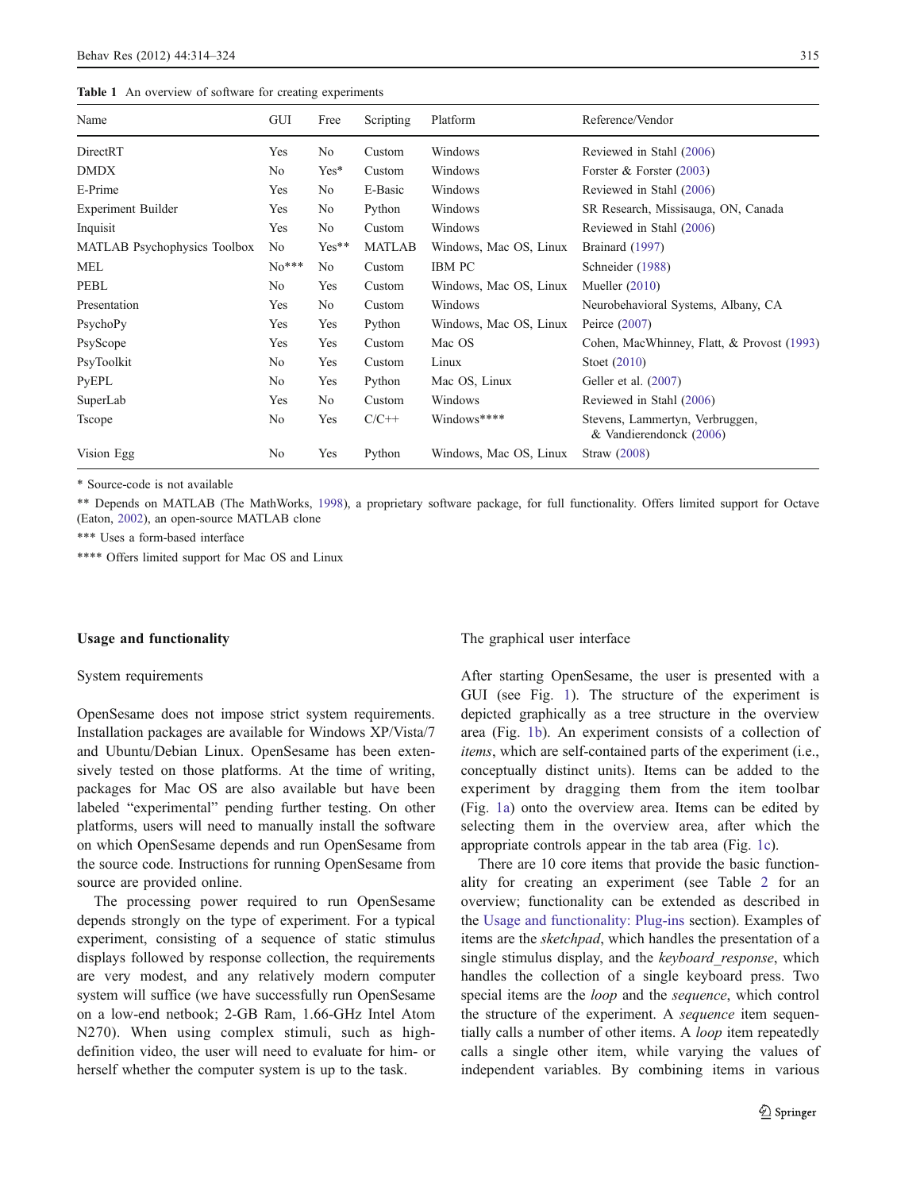**Table 1** An overview of software for creating experiments

| Name | GUI | Free | Scripting | Platform | Reference/Vendor |
|---|---|---|---|---|---|
| DirectRT | Yes | No | Custom | Windows | Reviewed in Stahl (2006) |
| DMDX | No | Yes* | Custom | Windows | Forster & Forster (2003) |
| E-Prime | Yes | No | E-Basic | Windows | Reviewed in Stahl (2006) |
| Experiment Builder | Yes | No | Python | Windows | SR Research, Missisauga, ON, Canada |
| Inquisit | Yes | No | Custom | Windows | Reviewed in Stahl (2006) |
| MATLAB Psychophysics Toolbox | No | Yes** | MATLAB | Windows, Mac OS, Linux | Brainard (1997) |
| MEL | No*** | No | Custom | IBM PC | Schneider (1988) |
| PEBL | No | Yes | Custom | Windows, Mac OS, Linux | Mueller (2010) |
| Presentation | Yes | No | Custom | Windows | Neurobehavioral Systems, Albany, CA |
| PsychoPy | Yes | Yes | Python | Windows, Mac OS, Linux | Peirce (2007) |
| PsyScope | Yes | Yes | Custom | Mac OS | Cohen, MacWhinney, Flatt, & Provost (1993) |
| PsyToolkit | No | Yes | Custom | Linux | Stoet (2010) |
| PyEPL | No | Yes | Python | Mac OS, Linux | Geller et al. (2007) |
| SuperLab | Yes | No | Custom | Windows | Reviewed in Stahl (2006) |
| Tscope | No | Yes | C/C++ | Windows**** | Stevens, Lammertyn, Verbruggen, & Vandierendonck (2006) |
| Vision Egg | No | Yes | Python | Windows, Mac OS, Linux | Straw (2008) |

* Source-code is not available

** Depends on MATLAB (The MathWorks, 1998), a proprietary software package, for full functionality. Offers limited support for Octave (Eaton, 2002), an open-source MATLAB clone

*** Uses a form-based interface

**** Offers limited support for Mac OS and Linux

## Usage and functionality

### System requirements

OpenSesame does not impose strict system requirements. Installation packages are available for Windows XP/Vista/7 and Ubuntu/Debian Linux. OpenSesame has been extensively tested on those platforms. At the time of writing, packages for Mac OS are also available but have been labeled "experimental" pending further testing. On other platforms, users will need to manually install the software on which OpenSesame depends and run OpenSesame from the source code. Instructions for running OpenSesame from source are provided online.

The processing power required to run OpenSesame depends strongly on the type of experiment. For a typical experiment, consisting of a sequence of static stimulus displays followed by response collection, the requirements are very modest, and any relatively modern computer system will suffice (we have successfully run OpenSesame on a low-end netbook; 2-GB Ram, 1.66-GHz Intel Atom N270). When using complex stimuli, such as high-definition video, the user will need to evaluate for him- or herself whether the computer system is up to the task.

### The graphical user interface

After starting OpenSesame, the user is presented with a GUI (see Fig. 1). The structure of the experiment is depicted graphically as a tree structure in the overview area (Fig. 1b). An experiment consists of a collection of *items*, which are self-contained parts of the experiment (i.e., conceptually distinct units). Items can be added to the experiment by dragging them from the item toolbar (Fig. 1a) onto the overview area. Items can be edited by selecting them in the overview area, after which the appropriate controls appear in the tab area (Fig. 1c).

There are 10 core items that provide the basic functionality for creating an experiment (see Table 2 for an overview; functionality can be extended as described in the Usage and functionality: Plug-ins section). Examples of items are the *sketchpad*, which handles the presentation of a single stimulus display, and the *keyboard_response*, which handles the collection of a single keyboard press. Two special items are the *loop* and the *sequence*, which control the structure of the experiment. A *sequence* item sequentially calls a number of other items. A *loop* item repeatedly calls a single other item, while varying the values of independent variables. By combining items in various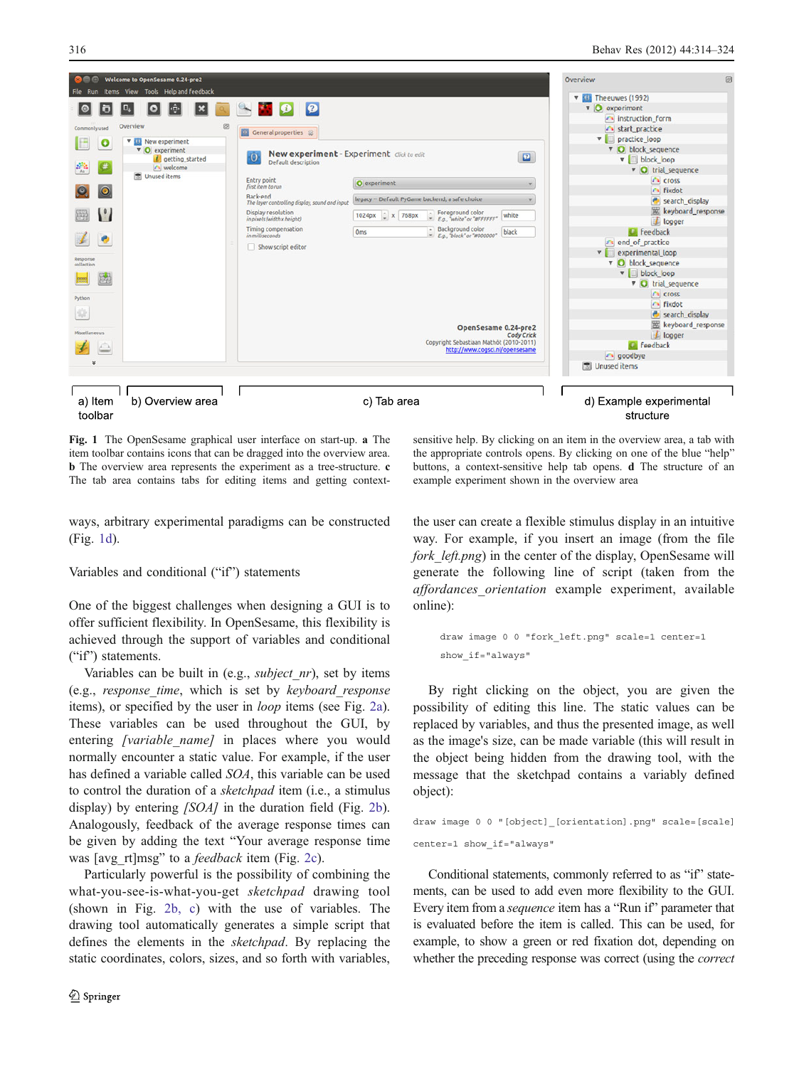**Fig. 1** The OpenSesame graphical user interface on start-up. **a** The item toolbar contains icons that can be dragged into the overview area. **b** The overview area represents the experiment as a tree-structure. **c** The tab area contains tabs for editing items and getting context-sensitive help. By clicking on an item in the overview area, a tab with the appropriate controls opens. By clicking on one of the blue "help" buttons, a context-sensitive help tab opens. **d** The structure of an example experiment shown in the overview area

ways, arbitrary experimental paradigms can be constructed (Fig. 1d).

## Variables and conditional ("if") statements

One of the biggest challenges when designing a GUI is to offer sufficient flexibility. In OpenSesame, this flexibility is achieved through the support of variables and conditional ("if") statements.

Variables can be built in (e.g., *subject_nr*), set by items (e.g., *response_time*, which is set by *keyboard_response* items), or specified by the user in *loop* items (see Fig. 2a). These variables can be used throughout the GUI, by entering *[variable_name]* in places where you would normally encounter a static value. For example, if the user has defined a variable called *SOA*, this variable can be used to control the duration of a *sketchpad* item (i.e., a stimulus display) by entering *[SOA]* in the duration field (Fig. 2b). Analogously, feedback of the average response times can be given by adding the text "Your average response time was [avg_rt]msg" to a *feedback* item (Fig. 2c).

Particularly powerful is the possibility of combining the what-you-see-is-what-you-get *sketchpad* drawing tool (shown in Fig. 2b, c) with the use of variables. The drawing tool automatically generates a simple script that defines the elements in the *sketchpad*. By replacing the static coordinates, colors, sizes, and so forth with variables, the user can create a flexible stimulus display in an intuitive way. For example, if you insert an image (from the file *fork_left.png*) in the center of the display, OpenSesame will generate the following line of script (taken from the *affordances_orientation* example experiment, available online):

```
draw image 0 0 "fork_left.png" scale=1 center=1
show_if="always"
```

By right clicking on the object, you are given the possibility of editing this line. The static values can be replaced by variables, and thus the presented image, as well as the image's size, can be made variable (this will result in the object being hidden from the drawing tool, with the message that the sketchpad contains a variably defined object):

```
draw image 0 0 "[object]_[orientation].png" scale=[scale]
center=1 show_if="always"
```

Conditional statements, commonly referred to as "if" statements, can be used to add even more flexibility to the GUI. Every item from a *sequence* item has a "Run if" parameter that is evaluated before the item is called. This can be used, for example, to show a green or red fixation dot, depending on whether the preceding response was correct (using the *correct*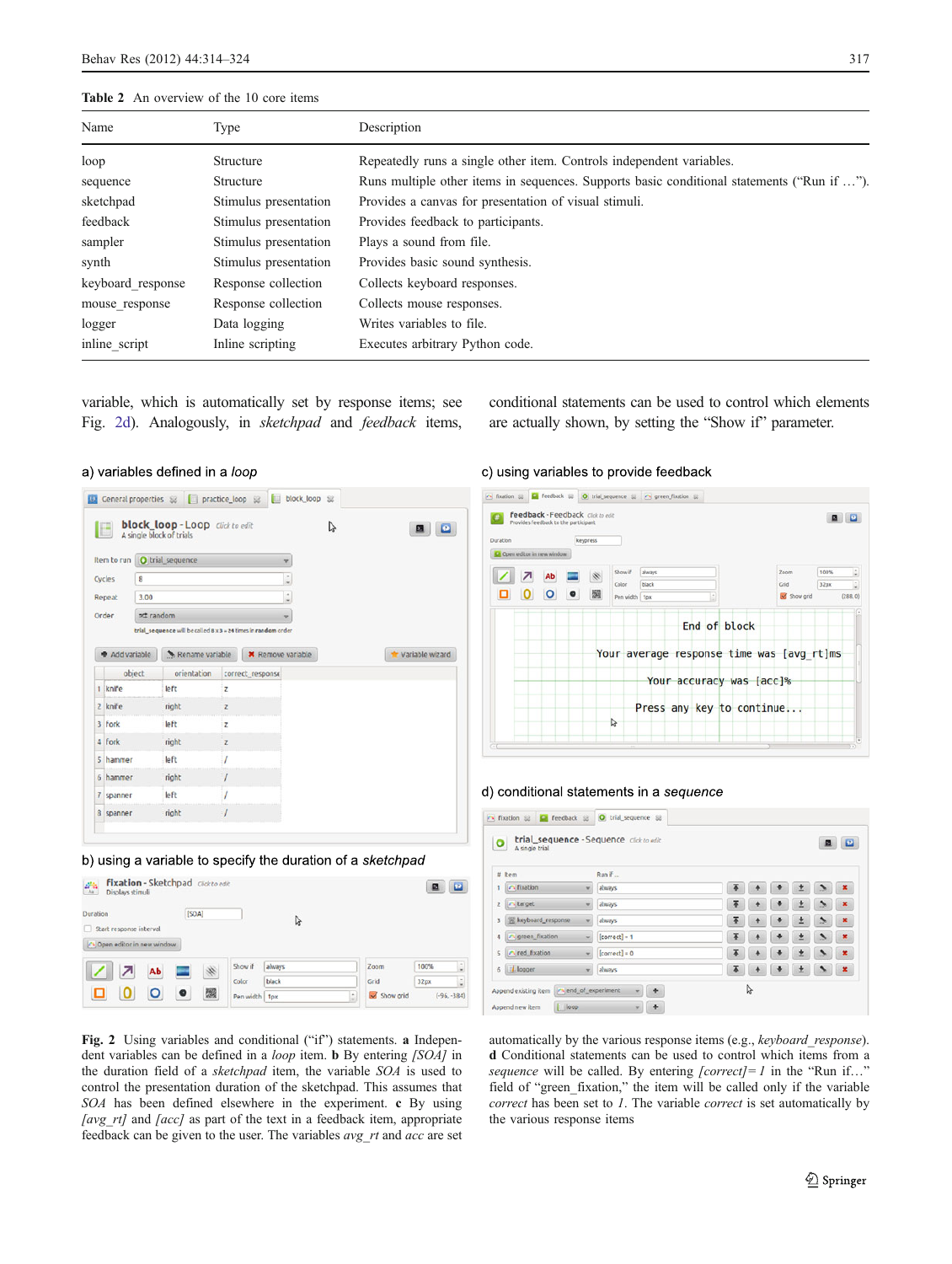**Table 2** An overview of the 10 core items

| Name | Type | Description |
|---|---|---|
| loop | Structure | Repeatedly runs a single other item. Controls independent variables. |
| sequence | Structure | Runs multiple other items in sequences. Supports basic conditional statements ("Run if …"). |
| sketchpad | Stimulus presentation | Provides a canvas for presentation of visual stimuli. |
| feedback | Stimulus presentation | Provides feedback to participants. |
| sampler | Stimulus presentation | Plays a sound from file. |
| synth | Stimulus presentation | Provides basic sound synthesis. |
| keyboard_response | Response collection | Collects keyboard responses. |
| mouse_response | Response collection | Collects mouse responses. |
| logger | Data logging | Writes variables to file. |
| inline_script | Inline scripting | Executes arbitrary Python code. |

variable, which is automatically set by response items; see Fig. 2d). Analogously, in *sketchpad* and *feedback* items, conditional statements can be used to control which elements are actually shown, by setting the "Show if" parameter.

**Fig. 2** Using variables and conditional ("if") statements. **a** Independent variables can be defined in a *loop* item. **b** By entering *[SOA]* in the duration field of a *sketchpad* item, the variable *SOA* is used to control the presentation duration of the sketchpad. This assumes that *SOA* has been defined elsewhere in the experiment. **c** By using *[avg_rt]* and *[acc]* as part of the text in a feedback item, appropriate feedback can be given to the user. The variables *avg_rt* and *acc* are set automatically by the various response items (e.g., *keyboard_response*). **d** Conditional statements can be used to control which items from a *sequence* will be called. By entering *[correct]= 1* in the "Run if…" field of "green_fixation," the item will be called only if the variable *correct* has been set to *1*. The variable *correct* is set automatically by the various response items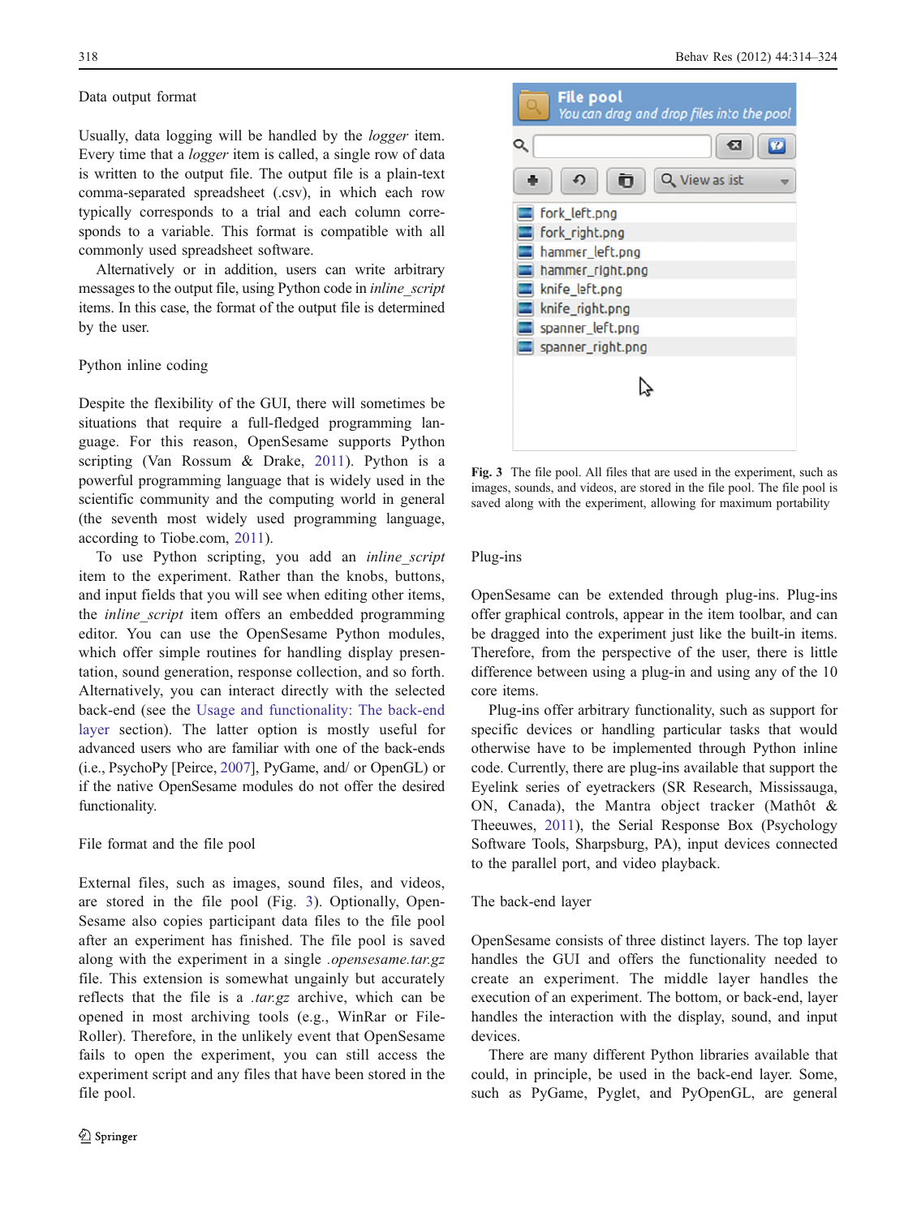### Data output format

Usually, data logging will be handled by the *logger* item. Every time that a *logger* item is called, a single row of data is written to the output file. The output file is a plain-text comma-separated spreadsheet (.csv), in which each row typically corresponds to a trial and each column corresponds to a variable. This format is compatible with all commonly used spreadsheet software.

Alternatively or in addition, users can write arbitrary messages to the output file, using Python code in *inline_script* items. In this case, the format of the output file is determined by the user.

### Python inline coding

Despite the flexibility of the GUI, there will sometimes be situations that require a full-fledged programming language. For this reason, OpenSesame supports Python scripting (Van Rossum & Drake, 2011). Python is a powerful programming language that is widely used in the scientific community and the computing world in general (the seventh most widely used programming language, according to Tiobe.com, 2011).

To use Python scripting, you add an *inline_script* item to the experiment. Rather than the knobs, buttons, and input fields that you will see when editing other items, the *inline_script* item offers an embedded programming editor. You can use the OpenSesame Python modules, which offer simple routines for handling display presentation, sound generation, response collection, and so forth. Alternatively, you can interact directly with the selected back-end (see the Usage and functionality: The back-end layer section). The latter option is mostly useful for advanced users who are familiar with one of the back-ends (i.e., PsychoPy [Peirce, 2007], PyGame, and/ or OpenGL) or if the native OpenSesame modules do not offer the desired functionality.

### File format and the file pool

External files, such as images, sound files, and videos, are stored in the file pool (Fig. 3). Optionally, OpenSesame also copies participant data files to the file pool after an experiment has finished. The file pool is saved along with the experiment in a single *.opensesame.tar.gz* file. This extension is somewhat ungainly but accurately reflects that the file is a *.tar.gz* archive, which can be opened in most archiving tools (e.g., WinRar or File-Roller). Therefore, in the unlikely event that OpenSesame fails to open the experiment, you can still access the experiment script and any files that have been stored in the file pool.

**Fig. 3** The file pool. All files that are used in the experiment, such as images, sounds, and videos, are stored in the file pool. The file pool is saved along with the experiment, allowing for maximum portability

### Plug-ins

OpenSesame can be extended through plug-ins. Plug-ins offer graphical controls, appear in the item toolbar, and can be dragged into the experiment just like the built-in items. Therefore, from the perspective of the user, there is little difference between using a plug-in and using any of the 10 core items.

Plug-ins offer arbitrary functionality, such as support for specific devices or handling particular tasks that would otherwise have to be implemented through Python inline code. Currently, there are plug-ins available that support the Eyelink series of eyetrackers (SR Research, Mississauga, ON, Canada), the Mantra object tracker (Mathôt & Theeuwes, 2011), the Serial Response Box (Psychology Software Tools, Sharpsburg, PA), input devices connected to the parallel port, and video playback.

### The back-end layer

OpenSesame consists of three distinct layers. The top layer handles the GUI and offers the functionality needed to create an experiment. The middle layer handles the execution of an experiment. The bottom, or back-end, layer handles the interaction with the display, sound, and input devices.

There are many different Python libraries available that could, in principle, be used in the back-end layer. Some, such as PyGame, Pyglet, and PyOpenGL, are general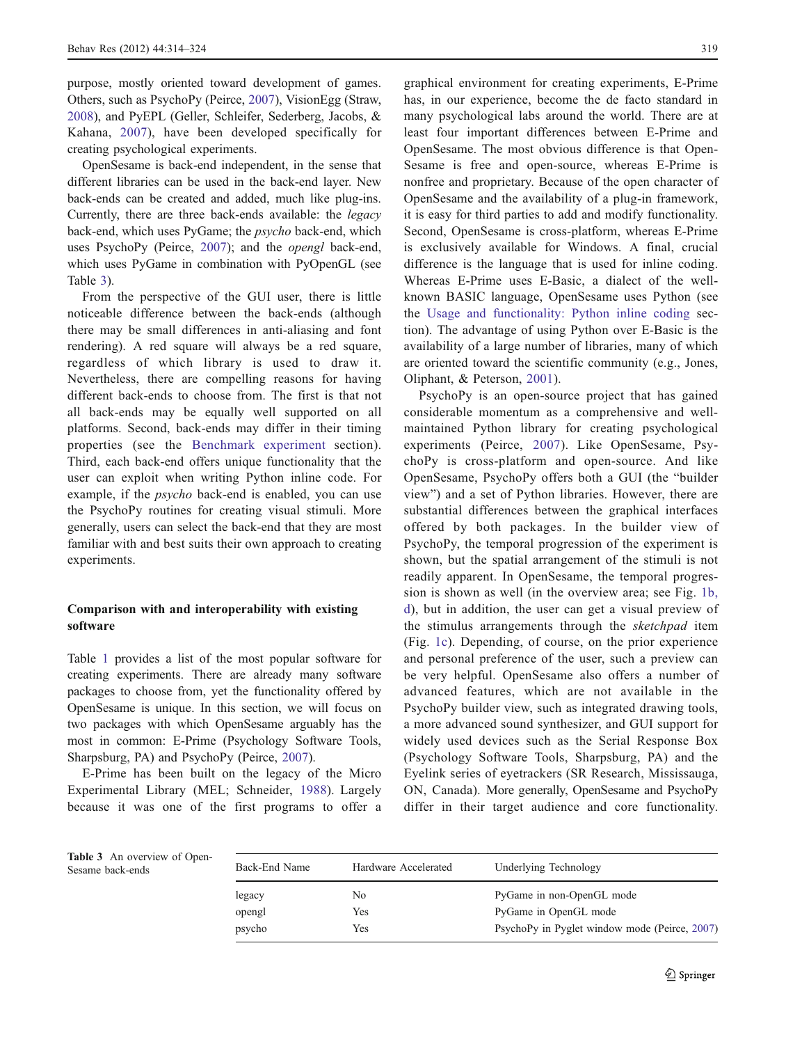purpose, mostly oriented toward development of games. Others, such as PsychoPy (Peirce, 2007), VisionEgg (Straw, 2008), and PyEPL (Geller, Schleifer, Sederberg, Jacobs, & Kahana, 2007), have been developed specifically for creating psychological experiments.

OpenSesame is back-end independent, in the sense that different libraries can be used in the back-end layer. New back-ends can be created and added, much like plug-ins. Currently, there are three back-ends available: the *legacy* back-end, which uses PyGame; the *psycho* back-end, which uses PsychoPy (Peirce, 2007); and the *opengl* back-end, which uses PyGame in combination with PyOpenGL (see Table 3).

From the perspective of the GUI user, there is little noticeable difference between the back-ends (although there may be small differences in anti-aliasing and font rendering). A red square will always be a red square, regardless of which library is used to draw it. Nevertheless, there are compelling reasons for having different back-ends to choose from. The first is that not all back-ends may be equally well supported on all platforms. Second, back-ends may differ in their timing properties (see the Benchmark experiment section). Third, each back-end offers unique functionality that the user can exploit when writing Python inline code. For example, if the *psycho* back-end is enabled, you can use the PsychoPy routines for creating visual stimuli. More generally, users can select the back-end that they are most familiar with and best suits their own approach to creating experiments.

## Comparison with and interoperability with existing software

Table 1 provides a list of the most popular software for creating experiments. There are already many software packages to choose from, yet the functionality offered by OpenSesame is unique. In this section, we will focus on two packages with which OpenSesame arguably has the most in common: E-Prime (Psychology Software Tools, Sharpsburg, PA) and PsychoPy (Peirce, 2007).

E-Prime has been built on the legacy of the Micro Experimental Library (MEL; Schneider, 1988). Largely because it was one of the first programs to offer a graphical environment for creating experiments, E-Prime has, in our experience, become the de facto standard in many psychological labs around the world. There are at least four important differences between E-Prime and OpenSesame. The most obvious difference is that OpenSesame is free and open-source, whereas E-Prime is nonfree and proprietary. Because of the open character of OpenSesame and the availability of a plug-in framework, it is easy for third parties to add and modify functionality. Second, OpenSesame is cross-platform, whereas E-Prime is exclusively available for Windows. A final, crucial difference is the language that is used for inline coding. Whereas E-Prime uses E-Basic, a dialect of the well-known BASIC language, OpenSesame uses Python (see the Usage and functionality: Python inline coding section). The advantage of using Python over E-Basic is the availability of a large number of libraries, many of which are oriented toward the scientific community (e.g., Jones, Oliphant, & Peterson, 2001).

PsychoPy is an open-source project that has gained considerable momentum as a comprehensive and well-maintained Python library for creating psychological experiments (Peirce, 2007). Like OpenSesame, PsychoPy is cross-platform and open-source. And like OpenSesame, PsychoPy offers both a GUI (the "builder view") and a set of Python libraries. However, there are substantial differences between the graphical interfaces offered by both packages. In the builder view of PsychoPy, the temporal progression of the experiment is shown, but the spatial arrangement of the stimuli is not readily apparent. In OpenSesame, the temporal progression is shown as well (in the overview area; see Fig. 1b, d), but in addition, the user can get a visual preview of the stimulus arrangements through the *sketchpad* item (Fig. 1c). Depending, of course, on the prior experience and personal preference of the user, such a preview can be very helpful. OpenSesame also offers a number of advanced features, which are not available in the PsychoPy builder view, such as integrated drawing tools, a more advanced sound synthesizer, and GUI support for widely used devices such as the Serial Response Box (Psychology Software Tools, Sharpsburg, PA) and the Eyelink series of eyetrackers (SR Research, Mississauga, ON, Canada). More generally, OpenSesame and PsychoPy differ in their target audience and core functionality.

**Table 3** An overview of OpenSesame back-ends

| Back-End Name | Hardware Accelerated | Underlying Technology |
|---|---|---|
| legacy | No | PyGame in non-OpenGL mode |
| opengl | Yes | PyGame in OpenGL mode |
| psycho | Yes | PsychoPy in Pyglet window mode (Peirce, 2007) |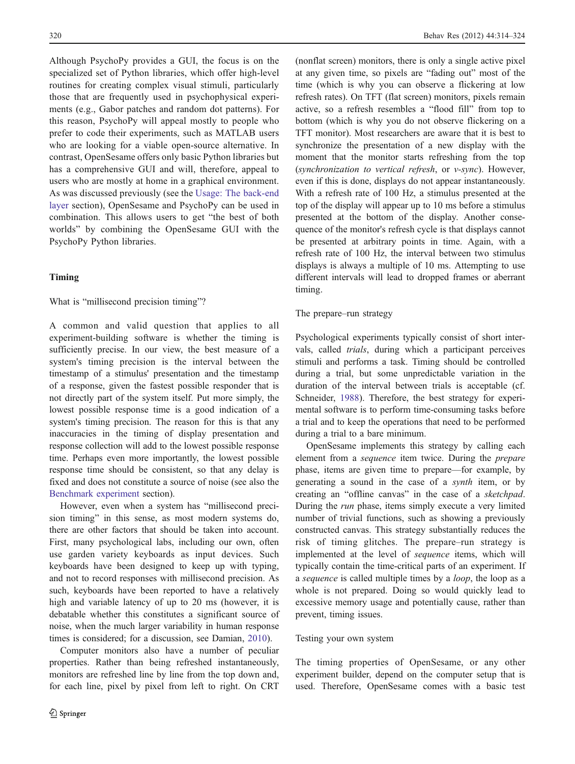Although PsychoPy provides a GUI, the focus is on the specialized set of Python libraries, which offer high-level routines for creating complex visual stimuli, particularly those that are frequently used in psychophysical experiments (e.g., Gabor patches and random dot patterns). For this reason, PsychoPy will appeal mostly to people who prefer to code their experiments, such as MATLAB users who are looking for a viable open-source alternative. In contrast, OpenSesame offers only basic Python libraries but has a comprehensive GUI and will, therefore, appeal to users who are mostly at home in a graphical environment. As was discussed previously (see the Usage: The back-end layer section), OpenSesame and PsychoPy can be used in combination. This allows users to get "the best of both worlds" by combining the OpenSesame GUI with the PsychoPy Python libraries.

## Timing

### What is "millisecond precision timing"?

A common and valid question that applies to all experiment-building software is whether the timing is sufficiently precise. In our view, the best measure of a system's timing precision is the interval between the timestamp of a stimulus' presentation and the timestamp of a response, given the fastest possible responder that is not directly part of the system itself. Put more simply, the lowest possible response time is a good indication of a system's timing precision. The reason for this is that any inaccuracies in the timing of display presentation and response collection will add to the lowest possible response time. Perhaps even more importantly, the lowest possible response time should be consistent, so that any delay is fixed and does not constitute a source of noise (see also the Benchmark experiment section).

However, even when a system has "millisecond precision timing" in this sense, as most modern systems do, there are other factors that should be taken into account. First, many psychological labs, including our own, often use garden variety keyboards as input devices. Such keyboards have been designed to keep up with typing, and not to record responses with millisecond precision. As such, keyboards have been reported to have a relatively high and variable latency of up to 20 ms (however, it is debatable whether this constitutes a significant source of noise, when the much larger variability in human response times is considered; for a discussion, see Damian, 2010).

Computer monitors also have a number of peculiar properties. Rather than being refreshed instantaneously, monitors are refreshed line by line from the top down and, for each line, pixel by pixel from left to right. On CRT (nonflat screen) monitors, there is only a single active pixel at any given time, so pixels are "fading out" most of the time (which is why you can observe a flickering at low refresh rates). On TFT (flat screen) monitors, pixels remain active, so a refresh resembles a "flood fill" from top to bottom (which is why you do not observe flickering on a TFT monitor). Most researchers are aware that it is best to synchronize the presentation of a new display with the moment that the monitor starts refreshing from the top (*synchronization to vertical refresh*, or *v-sync*). However, even if this is done, displays do not appear instantaneously. With a refresh rate of 100 Hz, a stimulus presented at the top of the display will appear up to 10 ms before a stimulus presented at the bottom of the display. Another consequence of the monitor's refresh cycle is that displays cannot be presented at arbitrary points in time. Again, with a refresh rate of 100 Hz, the interval between two stimulus displays is always a multiple of 10 ms. Attempting to use different intervals will lead to dropped frames or aberrant timing.

### The prepare–run strategy

Psychological experiments typically consist of short intervals, called *trials*, during which a participant perceives stimuli and performs a task. Timing should be controlled during a trial, but some unpredictable variation in the duration of the interval between trials is acceptable (cf. Schneider, 1988). Therefore, the best strategy for experimental software is to perform time-consuming tasks before a trial and to keep the operations that need to be performed during a trial to a bare minimum.

OpenSesame implements this strategy by calling each element from a *sequence* item twice. During the *prepare* phase, items are given time to prepare—for example, by generating a sound in the case of a *synth* item, or by creating an "offline canvas" in the case of a *sketchpad*. During the *run* phase, items simply execute a very limited number of trivial functions, such as showing a previously constructed canvas. This strategy substantially reduces the risk of timing glitches. The prepare–run strategy is implemented at the level of *sequence* items, which will typically contain the time-critical parts of an experiment. If a *sequence* is called multiple times by a *loop*, the loop as a whole is not prepared. Doing so would quickly lead to excessive memory usage and potentially cause, rather than prevent, timing issues.

### Testing your own system

The timing properties of OpenSesame, or any other experiment builder, depend on the computer setup that is used. Therefore, OpenSesame comes with a basic test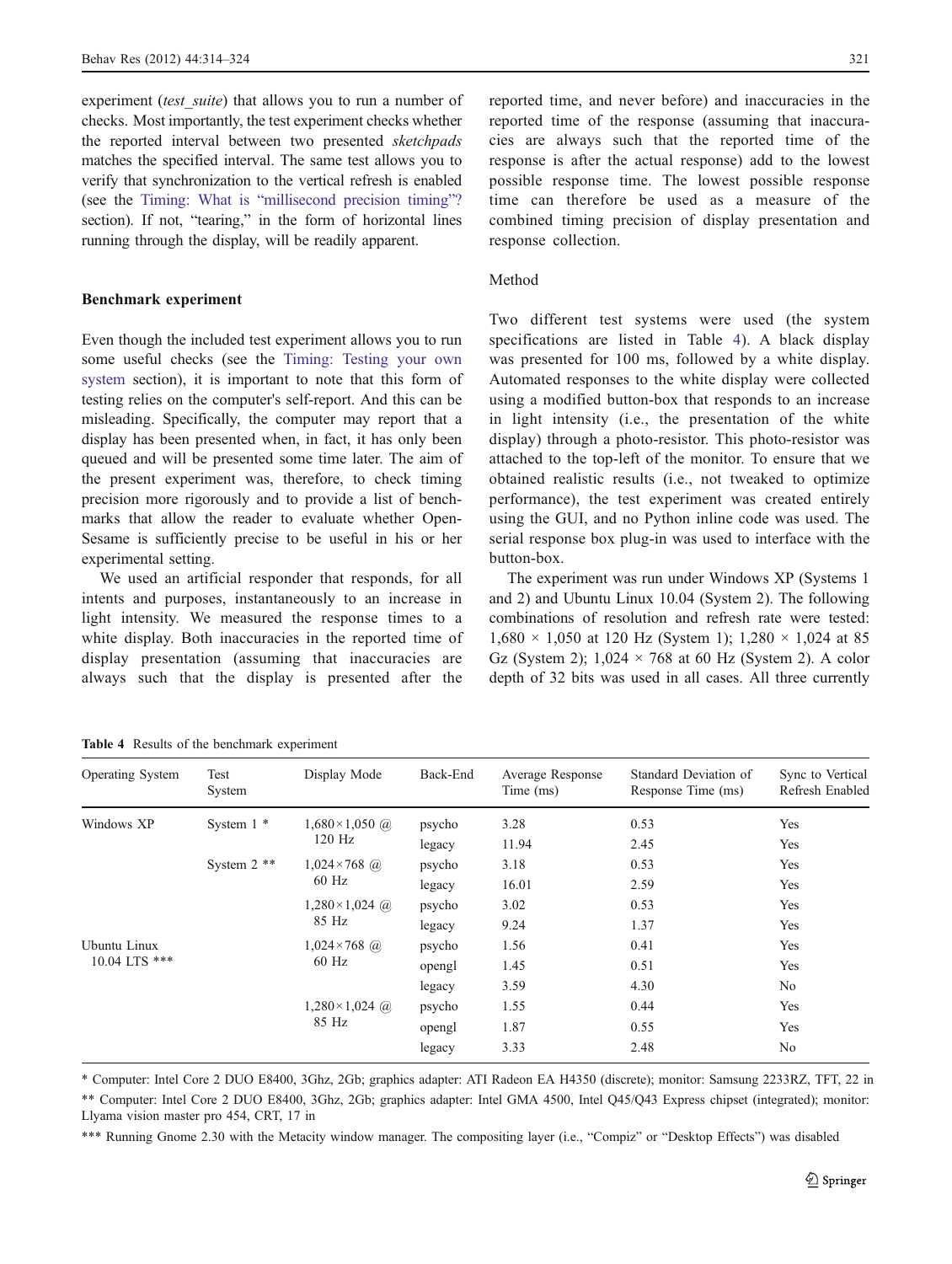experiment (*test_suite*) that allows you to run a number of checks. Most importantly, the test experiment checks whether the reported interval between two presented *sketchpads* matches the specified interval. The same test allows you to verify that synchronization to the vertical refresh is enabled (see the Timing: What is "millisecond precision timing"? section). If not, "tearing," in the form of horizontal lines running through the display, will be readily apparent.

### Benchmark experiment

Even though the included test experiment allows you to run some useful checks (see the Timing: Testing your own system section), it is important to note that this form of testing relies on the computer's self-report. And this can be misleading. Specifically, the computer may report that a display has been presented when, in fact, it has only been queued and will be presented some time later. The aim of the present experiment was, therefore, to check timing precision more rigorously and to provide a list of benchmarks that allow the reader to evaluate whether OpenSesame is sufficiently precise to be useful in his or her experimental setting.

We used an artificial responder that responds, for all intents and purposes, instantaneously to an increase in light intensity. We measured the response times to a white display. Both inaccuracies in the reported time of display presentation (assuming that inaccuracies are always such that the display is presented after the reported time, and never before) and inaccuracies in the reported time of the response (assuming that inaccuracies are always such that the reported time of the response is after the actual response) add to the lowest possible response time. The lowest possible response time can therefore be used as a measure of the combined timing precision of display presentation and response collection.

#### Method

Two different test systems were used (the system specifications are listed in Table 4). A black display was presented for 100 ms, followed by a white display. Automated responses to the white display were collected using a modified button-box that responds to an increase in light intensity (i.e., the presentation of the white display) through a photo-resistor. This photo-resistor was attached to the top-left of the monitor. To ensure that we obtained realistic results (i.e., not tweaked to optimize performance), the test experiment was created entirely using the GUI, and no Python inline code was used. The serial response box plug-in was used to interface with the button-box.

The experiment was run under Windows XP (Systems 1 and 2) and Ubuntu Linux 10.04 (System 2). The following combinations of resolution and refresh rate were tested: 1,680 × 1,050 at 120 Hz (System 1); 1,280 × 1,024 at 85 Gz (System 2); 1,024 × 768 at 60 Hz (System 2). A color depth of 32 bits was used in all cases. All three currently

**Table 4** Results of the benchmark experiment

| Operating System | Test System | Display Mode | Back-End | Average Response Time (ms) | Standard Deviation of Response Time (ms) | Sync to Vertical Refresh Enabled |
|---|---|---|---|---|---|---|
| Windows XP | System 1 * | 1,680×1,050 @ 120 Hz | psycho | 3.28 | 0.53 | Yes |
| | | | legacy | 11.94 | 2.45 | Yes |
| | System 2 ** | 1,024×768 @ 60 Hz | psycho | 3.18 | 0.53 | Yes |
| | | | legacy | 16.01 | 2.59 | Yes |
| | | 1,280×1,024 @ 85 Hz | psycho | 3.02 | 0.53 | Yes |
| | | | legacy | 9.24 | 1.37 | Yes |
| Ubuntu Linux 10.04 LTS *** | | 1,024×768 @ 60 Hz | psycho | 1.56 | 0.41 | Yes |
| | | | opengl | 1.45 | 0.51 | Yes |
| | | | legacy | 3.59 | 4.30 | No |
| | | 1,280×1,024 @ 85 Hz | psycho | 1.55 | 0.44 | Yes |
| | | | opengl | 1.87 | 0.55 | Yes |
| | | | legacy | 3.33 | 2.48 | No |

* Computer: Intel Core 2 DUO E8400, 3Ghz, 2Gb; graphics adapter: ATI Radeon EA H4350 (discrete); monitor: Samsung 2233RZ, TFT, 22 in

** Computer: Intel Core 2 DUO E8400, 3Ghz, 2Gb; graphics adapter: Intel GMA 4500, Intel Q45/Q43 Express chipset (integrated); monitor: Llyama vision master pro 454, CRT, 17 in

*** Running Gnome 2.30 with the Metacity window manager. The compositing layer (i.e., "Compiz" or "Desktop Effects") was disabled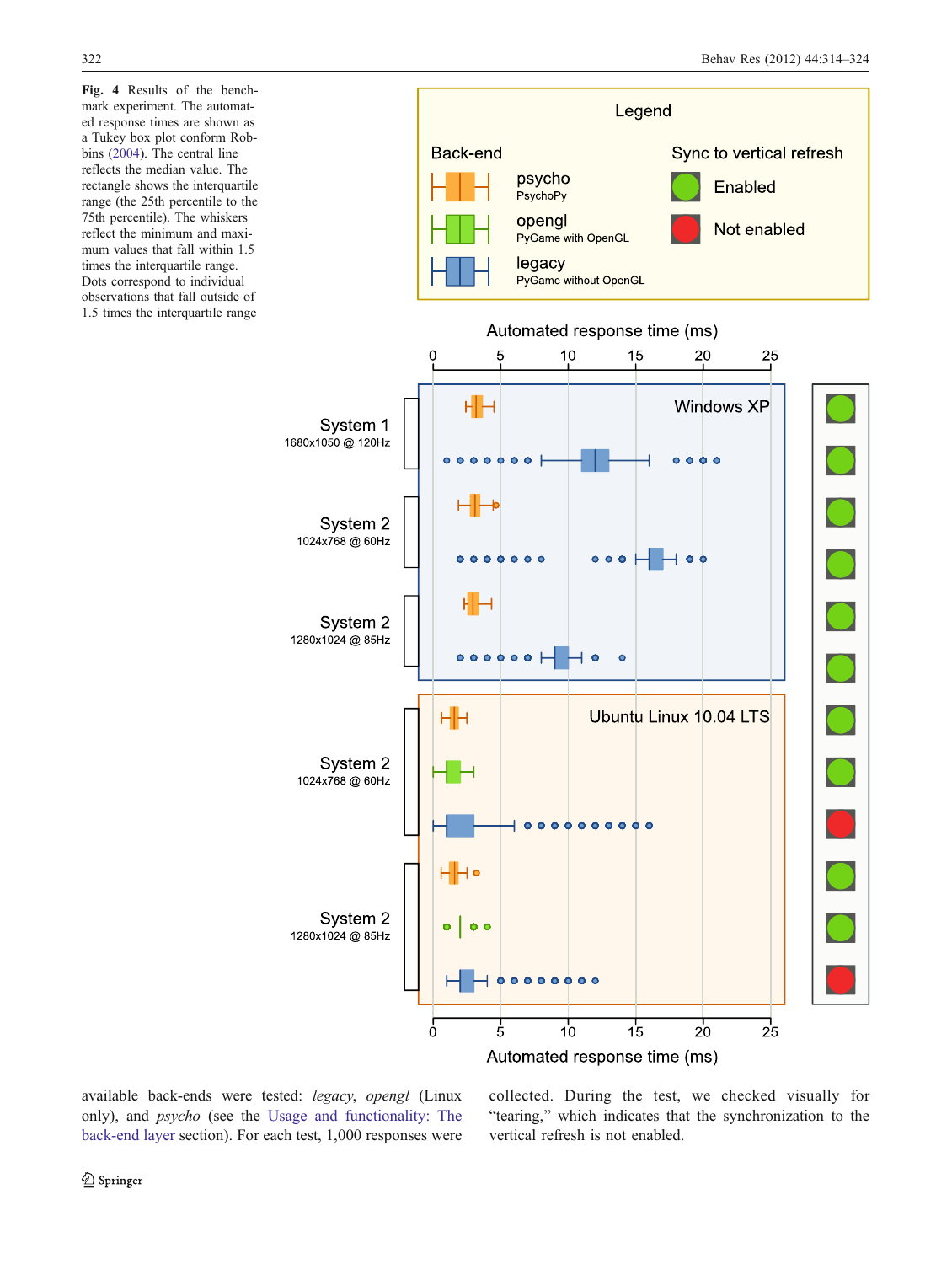**Fig. 4** Results of the benchmark experiment. The automated response times are shown as a Tukey box plot conform Robbins (2004). The central line reflects the median value. The rectangle shows the interquartile range (the 25th percentile to the 75th percentile). The whiskers reflect the minimum and maximum values that fall within 1.5 times the interquartile range. Dots correspond to individual observations that fall outside of 1.5 times the interquartile range

available back-ends were tested: *legacy*, *opengl* (Linux only), and *psycho* (see the Usage and functionality: The back-end layer section). For each test, 1,000 responses were collected. During the test, we checked visually for "tearing," which indicates that the synchronization to the vertical refresh is not enabled.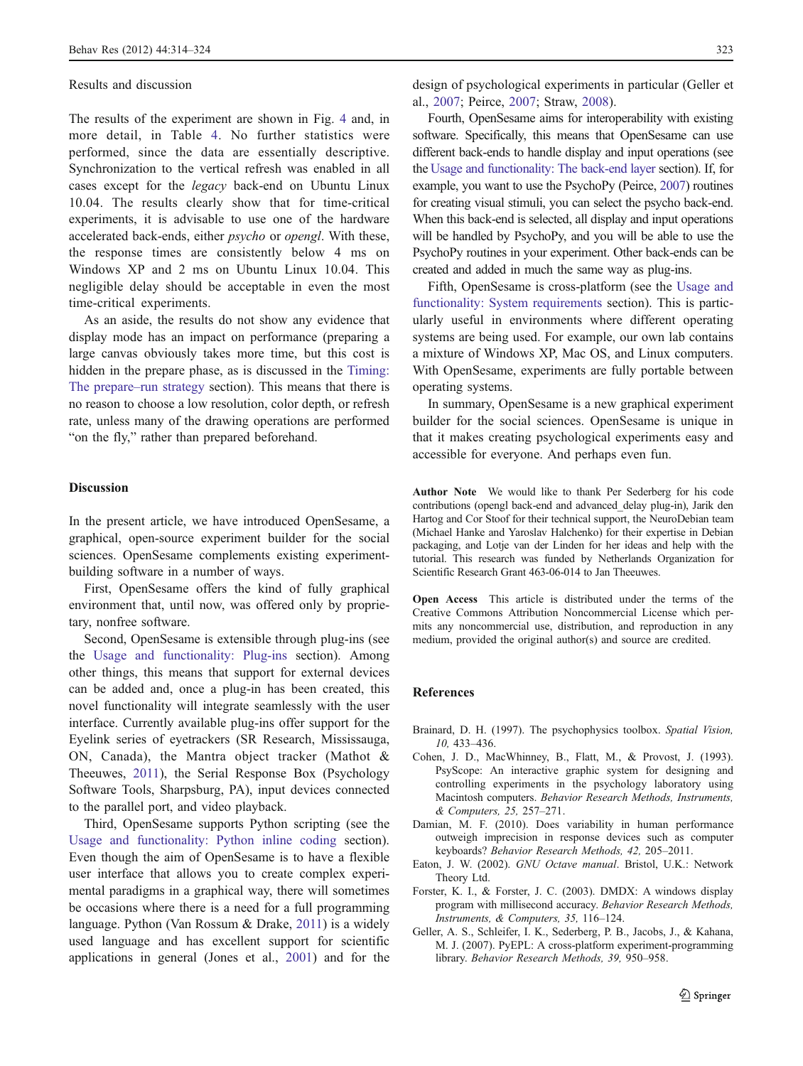Results and discussion

The results of the experiment are shown in Fig. 4 and, in more detail, in Table 4. No further statistics were performed, since the data are essentially descriptive. Synchronization to the vertical refresh was enabled in all cases except for the *legacy* back-end on Ubuntu Linux 10.04. The results clearly show that for time-critical experiments, it is advisable to use one of the hardware accelerated back-ends, either *psycho* or *opengl*. With these, the response times are consistently below 4 ms on Windows XP and 2 ms on Ubuntu Linux 10.04. This negligible delay should be acceptable in even the most time-critical experiments.

As an aside, the results do not show any evidence that display mode has an impact on performance (preparing a large canvas obviously takes more time, but this cost is hidden in the prepare phase, as is discussed in the Timing: The prepare–run strategy section). This means that there is no reason to choose a low resolution, color depth, or refresh rate, unless many of the drawing operations are performed "on the fly," rather than prepared beforehand.

## Discussion

In the present article, we have introduced OpenSesame, a graphical, open-source experiment builder for the social sciences. OpenSesame complements existing experiment-building software in a number of ways.

First, OpenSesame offers the kind of fully graphical environment that, until now, was offered only by proprietary, nonfree software.

Second, OpenSesame is extensible through plug-ins (see the Usage and functionality: Plug-ins section). Among other things, this means that support for external devices can be added and, once a plug-in has been created, this novel functionality will integrate seamlessly with the user interface. Currently available plug-ins offer support for the Eyelink series of eyetrackers (SR Research, Mississauga, ON, Canada), the Mantra object tracker (Mathot & Theeuwes, 2011), the Serial Response Box (Psychology Software Tools, Sharpsburg, PA), input devices connected to the parallel port, and video playback.

Third, OpenSesame supports Python scripting (see the Usage and functionality: Python inline coding section). Even though the aim of OpenSesame is to have a flexible user interface that allows you to create complex experimental paradigms in a graphical way, there will sometimes be occasions where there is a need for a full programming language. Python (Van Rossum & Drake, 2011) is a widely used language and has excellent support for scientific applications in general (Jones et al., 2001) and for the design of psychological experiments in particular (Geller et al., 2007; Peirce, 2007; Straw, 2008).

Fourth, OpenSesame aims for interoperability with existing software. Specifically, this means that OpenSesame can use different back-ends to handle display and input operations (see the Usage and functionality: The back-end layer section). If, for example, you want to use the PsychoPy (Peirce, 2007) routines for creating visual stimuli, you can select the psycho back-end. When this back-end is selected, all display and input operations will be handled by PsychoPy, and you will be able to use the PsychoPy routines in your experiment. Other back-ends can be created and added in much the same way as plug-ins.

Fifth, OpenSesame is cross-platform (see the Usage and functionality: System requirements section). This is particularly useful in environments where different operating systems are being used. For example, our own lab contains a mixture of Windows XP, Mac OS, and Linux computers. With OpenSesame, experiments are fully portable between operating systems.

In summary, OpenSesame is a new graphical experiment builder for the social sciences. OpenSesame is unique in that it makes creating psychological experiments easy and accessible for everyone. And perhaps even fun.

**Author Note** We would like to thank Per Sederberg for his code contributions (opengl back-end and advanced_delay plug-in), Jarik den Hartog and Cor Stoof for their technical support, the NeuroDebian team (Michael Hanke and Yaroslav Halchenko) for their expertise in Debian packaging, and Lotje van der Linden for her ideas and help with the tutorial. This research was funded by Netherlands Organization for Scientific Research Grant 463-06-014 to Jan Theeuwes.

**Open Access** This article is distributed under the terms of the Creative Commons Attribution Noncommercial License which permits any noncommercial use, distribution, and reproduction in any medium, provided the original author(s) and source are credited.

## References

Brainard, D. H. (1997). The psychophysics toolbox. *Spatial Vision, 10,* 433–436.

Cohen, J. D., MacWhinney, B., Flatt, M., & Provost, J. (1993). PsyScope: An interactive graphic system for designing and controlling experiments in the psychology laboratory using Macintosh computers. *Behavior Research Methods, Instruments, & Computers, 25,* 257–271.

Damian, M. F. (2010). Does variability in human performance outweigh imprecision in response devices such as computer keyboards? *Behavior Research Methods, 42,* 205–2011.

Eaton, J. W. (2002). *GNU Octave manual*. Bristol, U.K.: Network Theory Ltd.

Forster, K. I., & Forster, J. C. (2003). DMDX: A windows display program with millisecond accuracy. *Behavior Research Methods, Instruments, & Computers, 35,* 116–124.

Geller, A. S., Schleifer, I. K., Sederberg, P. B., Jacobs, J., & Kahana, M. J. (2007). PyEPL: A cross-platform experiment-programming library. *Behavior Research Methods, 39,* 950–958.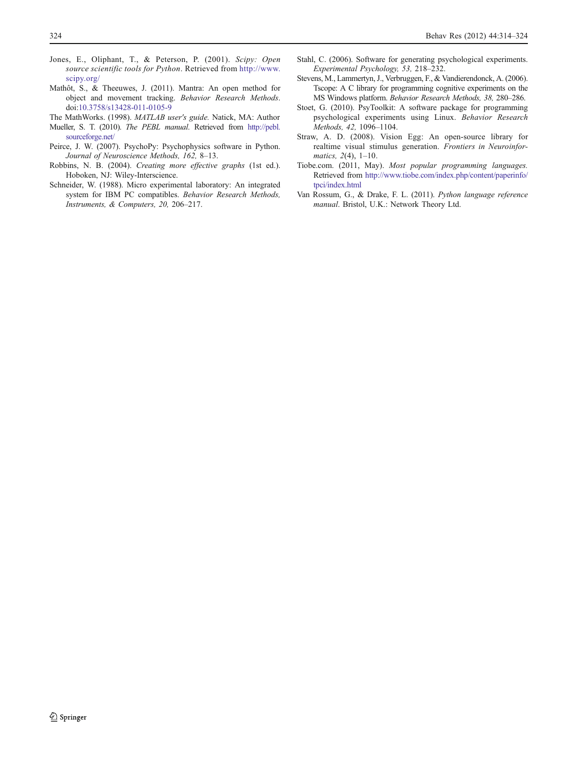Jones, E., Oliphant, T., & Peterson, P. (2001). *Scipy: Open source scientific tools for Python*. Retrieved from http://www.scipy.org/

Mathôt, S., & Theeuwes, J. (2011). Mantra: An open method for object and movement tracking. *Behavior Research Methods*. doi:10.3758/s13428-011-0105-9

The MathWorks. (1998). *MATLAB user's guide.* Natick, MA: Author

Mueller, S. T. (2010). *The PEBL manual.* Retrieved from http://pebl.sourceforge.net/

Peirce, J. W. (2007). PsychoPy: Psychophysics software in Python. *Journal of Neuroscience Methods, 162,* 8–13.

Robbins, N. B. (2004). *Creating more effective graphs* (1st ed.). Hoboken, NJ: Wiley-Interscience.

Schneider, W. (1988). Micro experimental laboratory: An integrated system for IBM PC compatibles. *Behavior Research Methods, Instruments, & Computers, 20,* 206–217.

Stahl, C. (2006). Software for generating psychological experiments. *Experimental Psychology, 53,* 218–232.

Stevens, M., Lammertyn, J., Verbruggen, F., & Vandierendonck, A. (2006). Tscope: A C library for programming cognitive experiments on the MS Windows platform. *Behavior Research Methods, 38,* 280–286.

Stoet, G. (2010). PsyToolkit: A software package for programming psychological experiments using Linux. *Behavior Research Methods, 42,* 1096–1104.

Straw, A. D. (2008). Vision Egg: An open-source library for realtime visual stimulus generation. *Frontiers in Neuroinformatics, 2*(4), 1–10.

Tiobe.com. (2011, May). *Most popular programming languages.* Retrieved from http://www.tiobe.com/index.php/content/paperinfo/tpci/index.html

Van Rossum, G., & Drake, F. L. (2011). *Python language reference manual*. Bristol, U.K.: Network Theory Ltd.